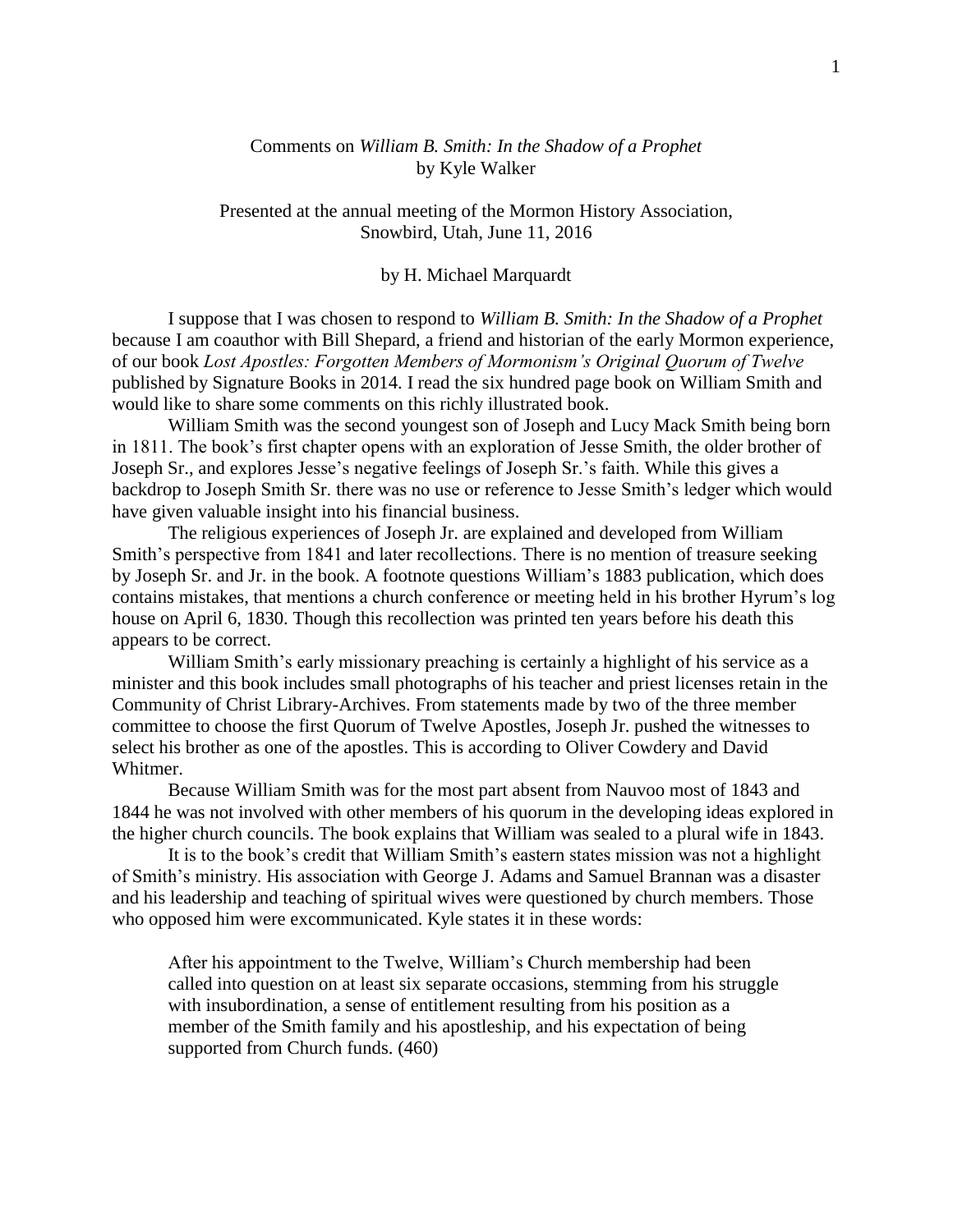Comments on *William B. Smith: In the Shadow of a Prophet*
by Kyle Walker

Presented at the annual meeting of the Mormon History Association,
Snowbird, Utah, June 11, 2016

by H. Michael Marquardt

I suppose that I was chosen to respond to *William B. Smith: In the Shadow of a Prophet* because I am coauthor with Bill Shepard, a friend and historian of the early Mormon experience, of our book *Lost Apostles: Forgotten Members of Mormonism's Original Quorum of Twelve* published by Signature Books in 2014. I read the six hundred page book on William Smith and would like to share some comments on this richly illustrated book.

William Smith was the second youngest son of Joseph and Lucy Mack Smith being born in 1811. The book's first chapter opens with an exploration of Jesse Smith, the older brother of Joseph Sr., and explores Jesse's negative feelings of Joseph Sr.'s faith. While this gives a backdrop to Joseph Smith Sr. there was no use or reference to Jesse Smith's ledger which would have given valuable insight into his financial business.

The religious experiences of Joseph Jr. are explained and developed from William Smith's perspective from 1841 and later recollections. There is no mention of treasure seeking by Joseph Sr. and Jr. in the book. A footnote questions William's 1883 publication, which does contains mistakes, that mentions a church conference or meeting held in his brother Hyrum's log house on April 6, 1830. Though this recollection was printed ten years before his death this appears to be correct.

William Smith's early missionary preaching is certainly a highlight of his service as a minister and this book includes small photographs of his teacher and priest licenses retain in the Community of Christ Library-Archives. From statements made by two of the three member committee to choose the first Quorum of Twelve Apostles, Joseph Jr. pushed the witnesses to select his brother as one of the apostles. This is according to Oliver Cowdery and David Whitmer.

Because William Smith was for the most part absent from Nauvoo most of 1843 and 1844 he was not involved with other members of his quorum in the developing ideas explored in the higher church councils. The book explains that William was sealed to a plural wife in 1843.

It is to the book's credit that William Smith's eastern states mission was not a highlight of Smith's ministry. His association with George J. Adams and Samuel Brannan was a disaster and his leadership and teaching of spiritual wives were questioned by church members. Those who opposed him were excommunicated. Kyle states it in these words:

> After his appointment to the Twelve, William's Church membership had been called into question on at least six separate occasions, stemming from his struggle with insubordination, a sense of entitlement resulting from his position as a member of the Smith family and his apostleship, and his expectation of being supported from Church funds. (460)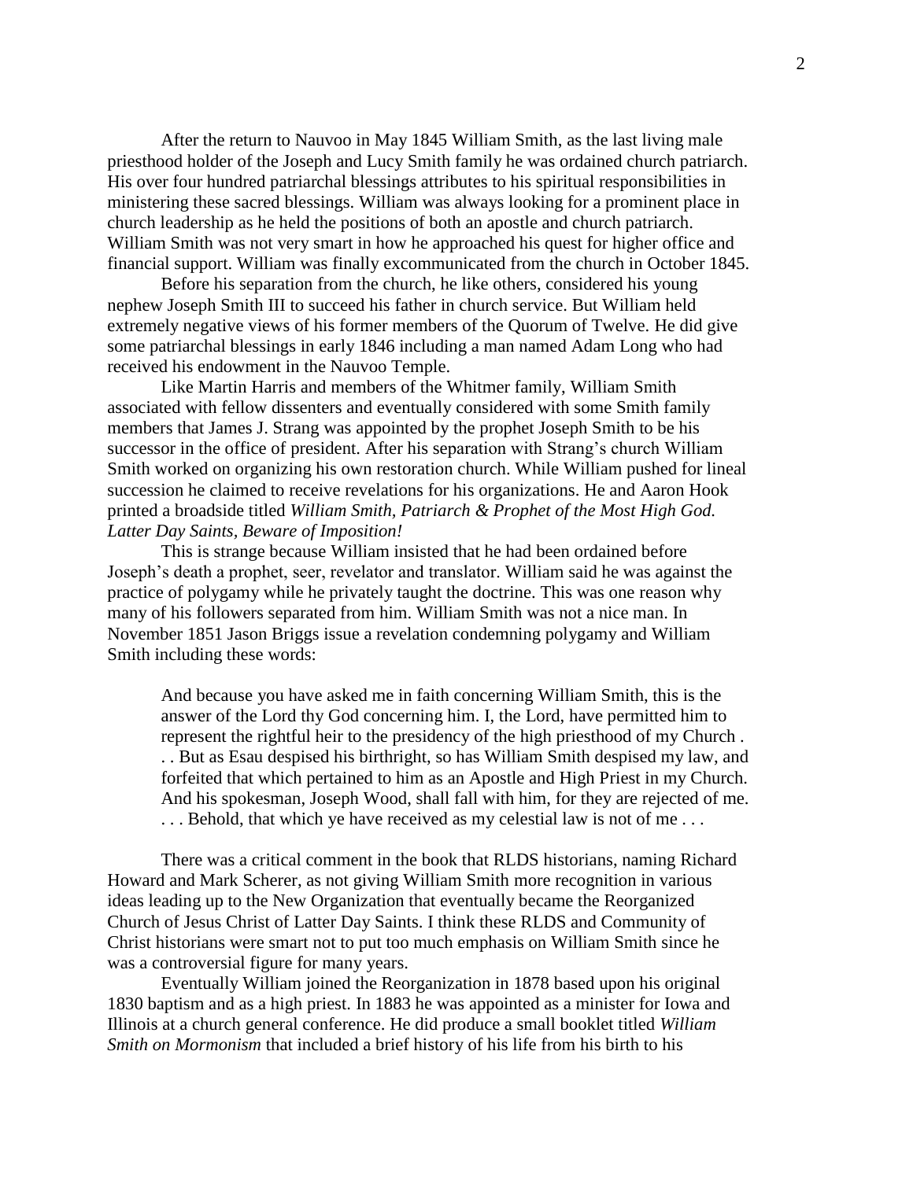After the return to Nauvoo in May 1845 William Smith, as the last living male priesthood holder of the Joseph and Lucy Smith family he was ordained church patriarch. His over four hundred patriarchal blessings attributes to his spiritual responsibilities in ministering these sacred blessings. William was always looking for a prominent place in church leadership as he held the positions of both an apostle and church patriarch. William Smith was not very smart in how he approached his quest for higher office and financial support. William was finally excommunicated from the church in October 1845.

Before his separation from the church, he like others, considered his young nephew Joseph Smith III to succeed his father in church service. But William held extremely negative views of his former members of the Quorum of Twelve. He did give some patriarchal blessings in early 1846 including a man named Adam Long who had received his endowment in the Nauvoo Temple.

Like Martin Harris and members of the Whitmer family, William Smith associated with fellow dissenters and eventually considered with some Smith family members that James J. Strang was appointed by the prophet Joseph Smith to be his successor in the office of president. After his separation with Strang's church William Smith worked on organizing his own restoration church. While William pushed for lineal succession he claimed to receive revelations for his organizations. He and Aaron Hook printed a broadside titled *William Smith, Patriarch & Prophet of the Most High God. Latter Day Saints, Beware of Imposition!*

This is strange because William insisted that he had been ordained before Joseph's death a prophet, seer, revelator and translator. William said he was against the practice of polygamy while he privately taught the doctrine. This was one reason why many of his followers separated from him. William Smith was not a nice man. In November 1851 Jason Briggs issue a revelation condemning polygamy and William Smith including these words:

> And because you have asked me in faith concerning William Smith, this is the answer of the Lord thy God concerning him. I, the Lord, have permitted him to represent the rightful heir to the presidency of the high priesthood of my Church . . . But as Esau despised his birthright, so has William Smith despised my law, and forfeited that which pertained to him as an Apostle and High Priest in my Church. And his spokesman, Joseph Wood, shall fall with him, for they are rejected of me. . . . Behold, that which ye have received as my celestial law is not of me . . .

There was a critical comment in the book that RLDS historians, naming Richard Howard and Mark Scherer, as not giving William Smith more recognition in various ideas leading up to the New Organization that eventually became the Reorganized Church of Jesus Christ of Latter Day Saints. I think these RLDS and Community of Christ historians were smart not to put too much emphasis on William Smith since he was a controversial figure for many years.

Eventually William joined the Reorganization in 1878 based upon his original 1830 baptism and as a high priest. In 1883 he was appointed as a minister for Iowa and Illinois at a church general conference. He did produce a small booklet titled *William Smith on Mormonism* that included a brief history of his life from his birth to his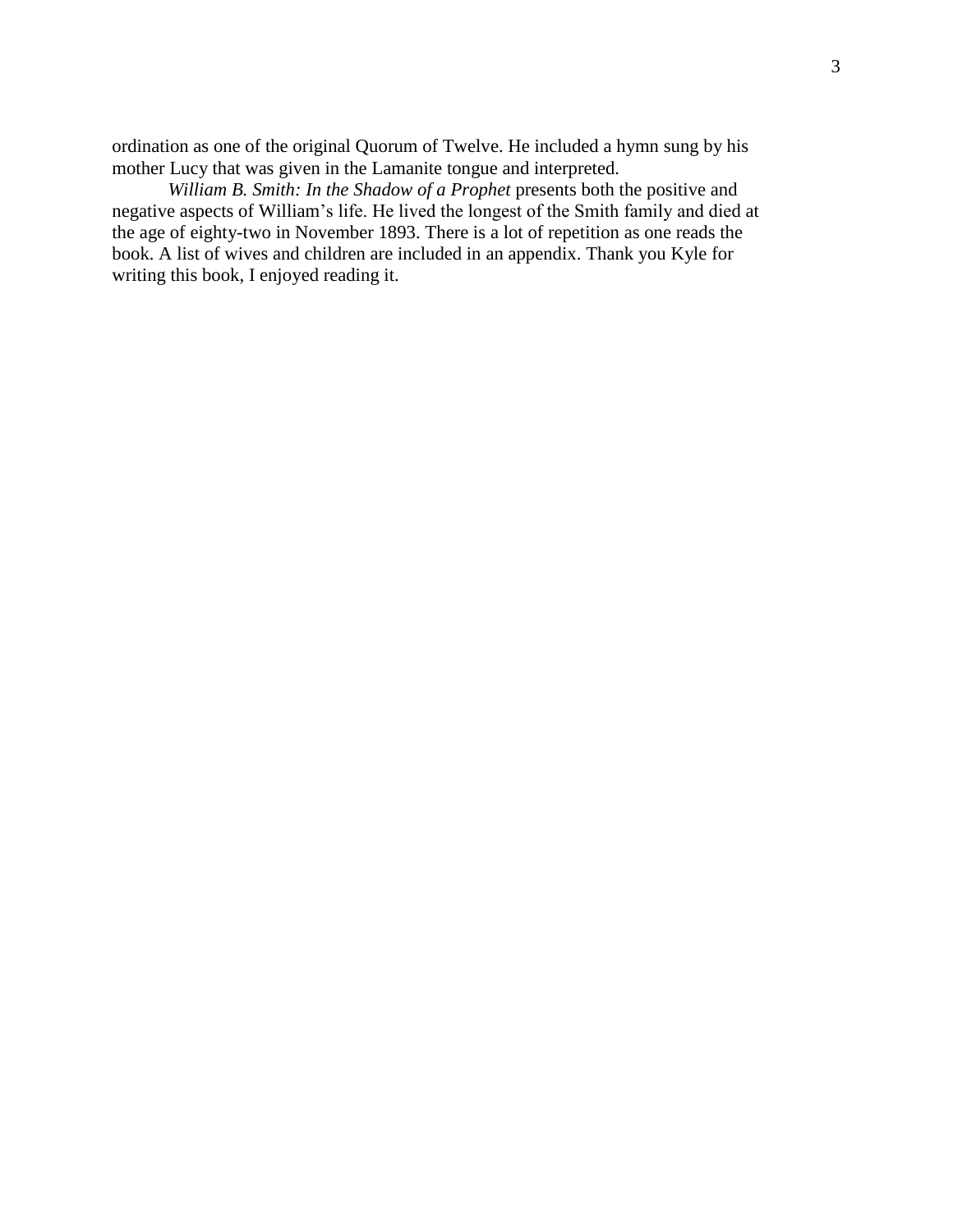ordination as one of the original Quorum of Twelve. He included a hymn sung by his mother Lucy that was given in the Lamanite tongue and interpreted.

*William B. Smith: In the Shadow of a Prophet* presents both the positive and negative aspects of William's life. He lived the longest of the Smith family and died at the age of eighty-two in November 1893. There is a lot of repetition as one reads the book. A list of wives and children are included in an appendix. Thank you Kyle for writing this book, I enjoyed reading it.